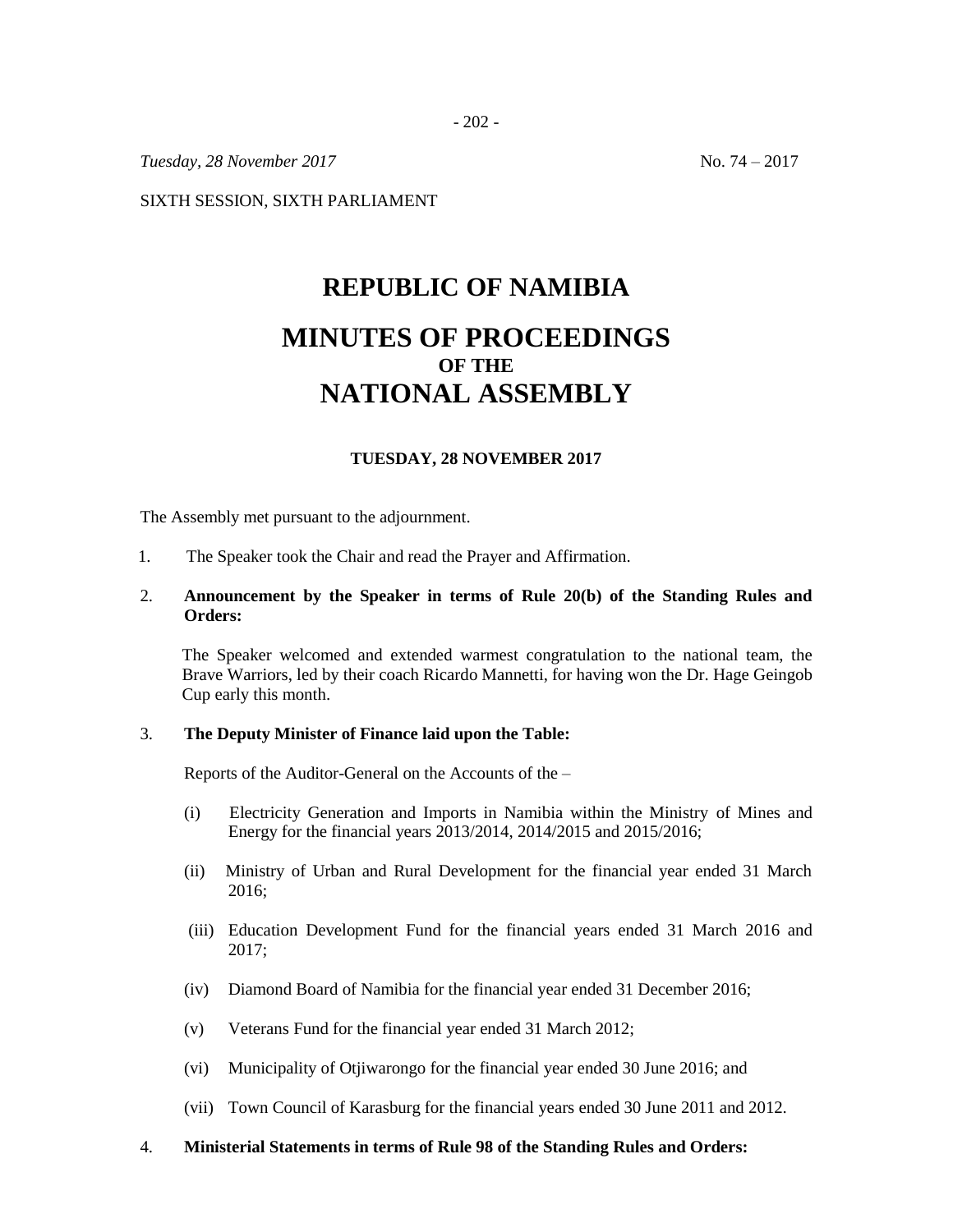*Tuesday, 28 November 2017* No. 74 – 2017

SIXTH SESSION, SIXTH PARLIAMENT

# REPUBLIC OF NAMIBIA

# MINUTES OF PROCEEDINGS
## OF THE
# NATIONAL ASSEMBLY

### TUESDAY, 28 NOVEMBER 2017

The Assembly met pursuant to the adjournment.

1. The Speaker took the Chair and read the Prayer and Affirmation.

2. **Announcement by the Speaker in terms of Rule 20(b) of the Standing Rules and Orders:**

   The Speaker welcomed and extended warmest congratulation to the national team, the Brave Warriors, led by their coach Ricardo Mannetti, for having won the Dr. Hage Geingob Cup early this month.

3. **The Deputy Minister of Finance laid upon the Table:**

   Reports of the Auditor-General on the Accounts of the –

   (i) Electricity Generation and Imports in Namibia within the Ministry of Mines and Energy for the financial years 2013/2014, 2014/2015 and 2015/2016;

   (ii) Ministry of Urban and Rural Development for the financial year ended 31 March 2016;

   (iii) Education Development Fund for the financial years ended 31 March 2016 and 2017;

   (iv) Diamond Board of Namibia for the financial year ended 31 December 2016;

   (v) Veterans Fund for the financial year ended 31 March 2012;

   (vi) Municipality of Otjiwarongo for the financial year ended 30 June 2016; and

   (vii) Town Council of Karasburg for the financial years ended 30 June 2011 and 2012.

4. **Ministerial Statements in terms of Rule 98 of the Standing Rules and Orders:**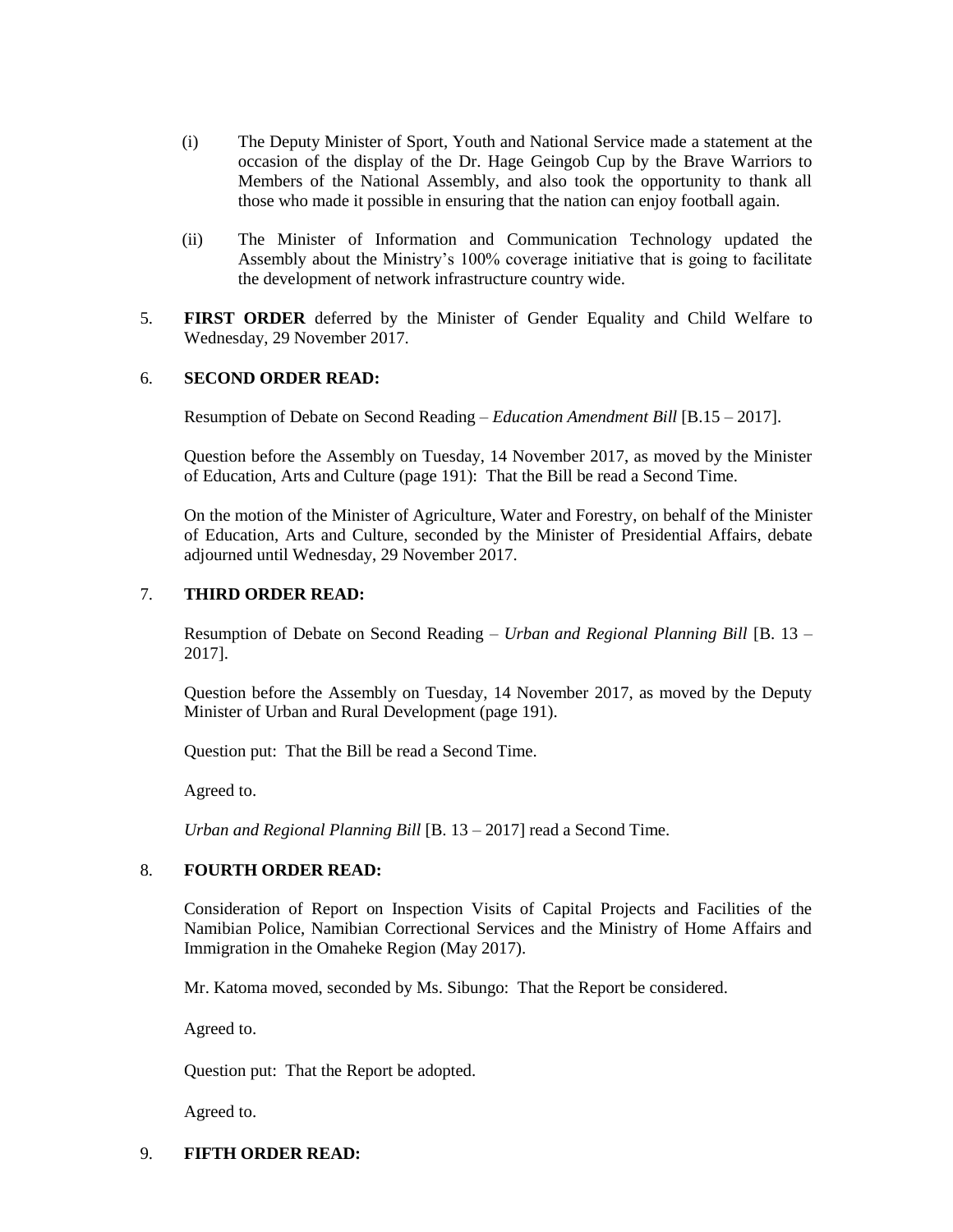(i) The Deputy Minister of Sport, Youth and National Service made a statement at the occasion of the display of the Dr. Hage Geingob Cup by the Brave Warriors to Members of the National Assembly, and also took the opportunity to thank all those who made it possible in ensuring that the nation can enjoy football again.

(ii) The Minister of Information and Communication Technology updated the Assembly about the Ministry's 100% coverage initiative that is going to facilitate the development of network infrastructure country wide.

5. **FIRST ORDER** deferred by the Minister of Gender Equality and Child Welfare to Wednesday, 29 November 2017.

6. **SECOND ORDER READ:**

   Resumption of Debate on Second Reading – *Education Amendment Bill* [B.15 – 2017].

   Question before the Assembly on Tuesday, 14 November 2017, as moved by the Minister of Education, Arts and Culture (page 191): That the Bill be read a Second Time.

   On the motion of the Minister of Agriculture, Water and Forestry, on behalf of the Minister of Education, Arts and Culture, seconded by the Minister of Presidential Affairs, debate adjourned until Wednesday, 29 November 2017.

7. **THIRD ORDER READ:**

   Resumption of Debate on Second Reading – *Urban and Regional Planning Bill* [B. 13 – 2017].

   Question before the Assembly on Tuesday, 14 November 2017, as moved by the Deputy Minister of Urban and Rural Development (page 191).

   Question put: That the Bill be read a Second Time.

   Agreed to.

   *Urban and Regional Planning Bill* [B. 13 – 2017] read a Second Time.

8. **FOURTH ORDER READ:**

   Consideration of Report on Inspection Visits of Capital Projects and Facilities of the Namibian Police, Namibian Correctional Services and the Ministry of Home Affairs and Immigration in the Omaheke Region (May 2017).

   Mr. Katoma moved, seconded by Ms. Sibungo: That the Report be considered.

   Agreed to.

   Question put: That the Report be adopted.

   Agreed to.

9. **FIFTH ORDER READ:**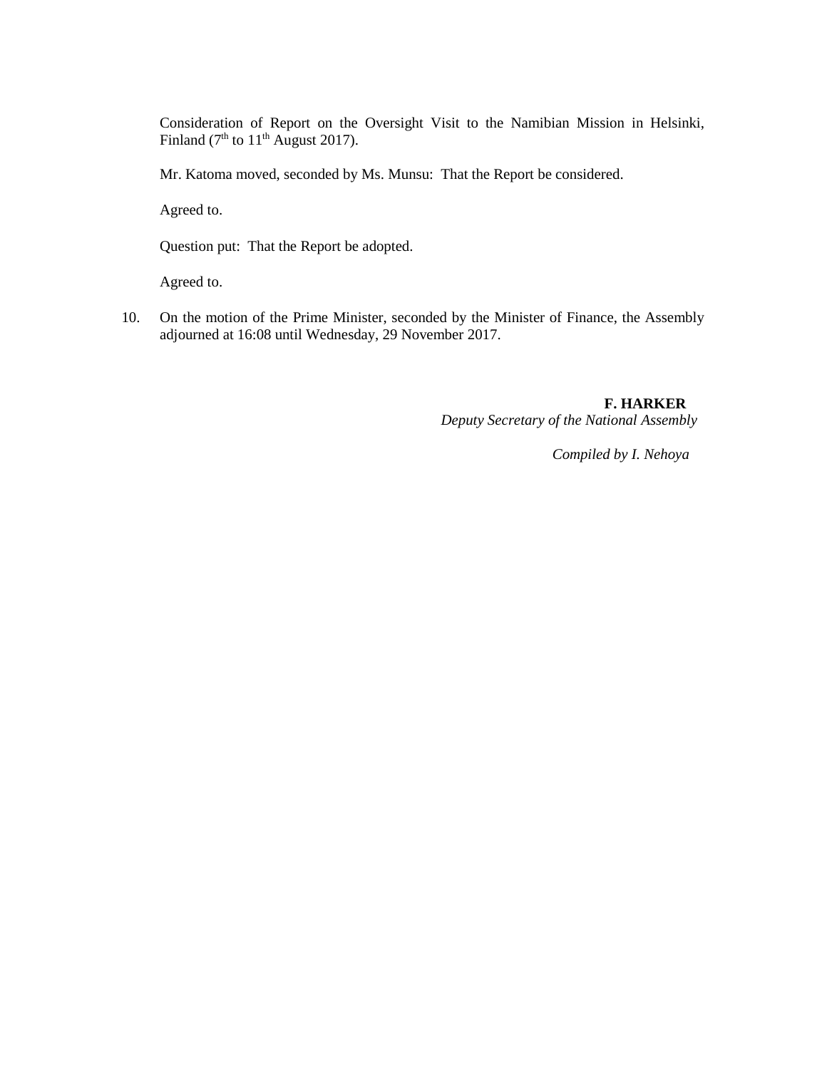Consideration of Report on the Oversight Visit to the Namibian Mission in Helsinki, Finland (7th to 11th August 2017).

Mr. Katoma moved, seconded by Ms. Munsu: That the Report be considered.

Agreed to.

Question put: That the Report be adopted.

Agreed to.

10. On the motion of the Prime Minister, seconded by the Minister of Finance, the Assembly adjourned at 16:08 until Wednesday, 29 November 2017.

**F. HARKER**
*Deputy Secretary of the National Assembly*

*Compiled by I. Nehoya*